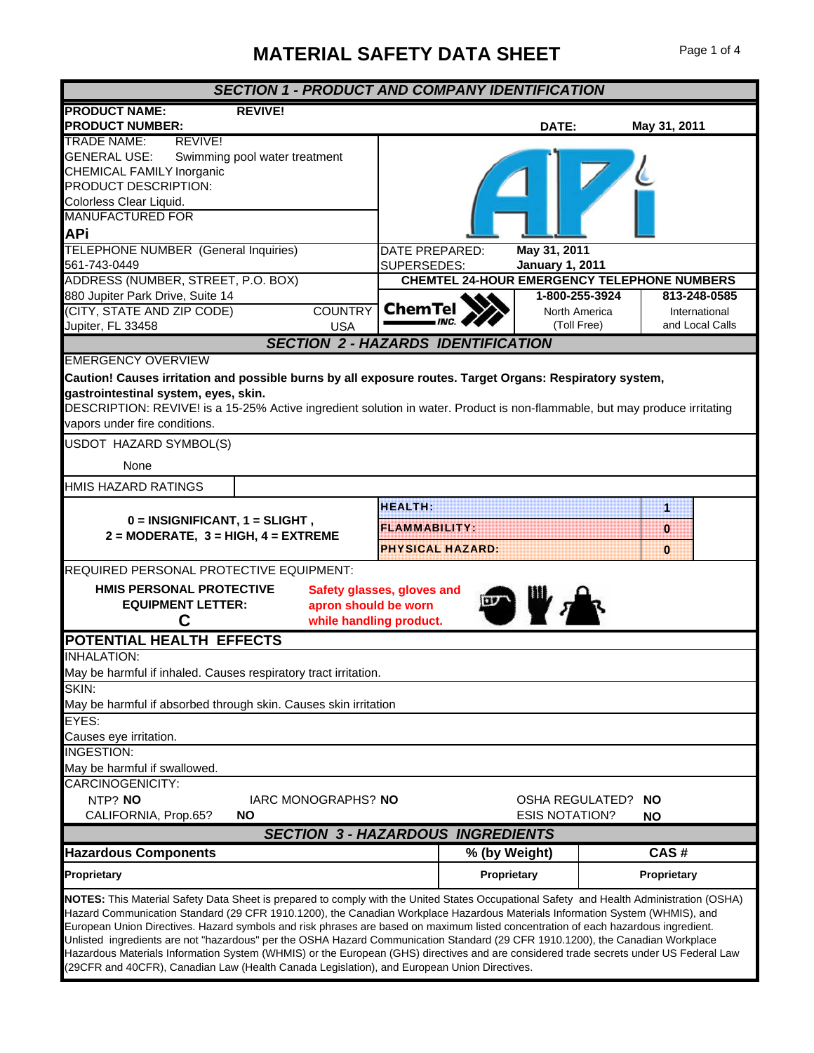# MATERIAL SAFETY DATA SHEET

## SECTION 1 - PRODUCT AND COMPANY IDENTIFICATION

**PRODUCT NAME:** REVIVE!
**PRODUCT NUMBER:**
**DATE:** May 31, 2011

TRADE NAME: REVIVE!
GENERAL USE: Swimming pool water treatment
CHEMICAL FAMILY Inorganic
PRODUCT DESCRIPTION:
Colorless Clear Liquid.
MANUFACTURED FOR
**APi**

TELEPHONE NUMBER (General Inquiries)
561-743-0449

DATE PREPARED: **May 31, 2011**
SUPERSEDES: **January 1, 2011**

ADDRESS (NUMBER, STREET, P.O. BOX)
880 Jupiter Park Drive, Suite 14
(CITY, STATE AND ZIP CODE) COUNTRY
Jupiter, FL 33458 USA

**CHEMTEL 24-HOUR EMERGENCY TELEPHONE NUMBERS**

ChemTel INC.

| 1-800-255-3924 | 813-248-0585 |
|---|---|
| North America (Toll Free) | International and Local Calls |

## SECTION 2 - HAZARDS IDENTIFICATION

EMERGENCY OVERVIEW

**Caution! Causes irritation and possible burns by all exposure routes. Target Organs: Respiratory system, gastrointestinal system, eyes, skin.**

DESCRIPTION: REVIVE! is a 15-25% Active ingredient solution in water. Product is non-flammable, but may produce irritating vapors under fire conditions.

USDOT HAZARD SYMBOL(S)

None

HMIS HAZARD RATINGS

**0 = INSIGNIFICANT, 1 = SLIGHT, 2 = MODERATE, 3 = HIGH, 4 = EXTREME**

| Hazard | Rating |
|---|---|
| HEALTH: | 1 |
| FLAMMABILITY: | 0 |
| PHYSICAL HAZARD: | 0 |

REQUIRED PERSONAL PROTECTIVE EQUIPMENT:

**HMIS PERSONAL PROTECTIVE EQUIPMENT LETTER: C**

**Safety glasses, gloves and apron should be worn while handling product.**

### POTENTIAL HEALTH EFFECTS

INHALATION:
May be harmful if inhaled. Causes respiratory tract irritation.

SKIN:
May be harmful if absorbed through skin. Causes skin irritation

EYES:
Causes eye irritation.

INGESTION:
May be harmful if swallowed.

CARCINOGENICITY:

NTP? **NO** IARC MONOGRAPHS? **NO** OSHA REGULATED? **NO**
CALIFORNIA, Prop.65? **NO** ESIS NOTATION? **NO**

## SECTION 3 - HAZARDOUS INGREDIENTS

| Hazardous Components | % (by Weight) | CAS # |
|---|---|---|
| **Proprietary** | **Proprietary** | **Proprietary** |

**NOTES:** This Material Safety Data Sheet is prepared to comply with the United States Occupational Safety and Health Administration (OSHA) Hazard Communication Standard (29 CFR 1910.1200), the Canadian Workplace Hazardous Materials Information System (WHMIS), and European Union Directives. Hazard symbols and risk phrases are based on maximum listed concentration of each hazardous ingredient. Unlisted ingredients are not "hazardous" per the OSHA Hazard Communication Standard (29 CFR 1910.1200), the Canadian Workplace Hazardous Materials Information System (WHMIS) or the European (GHS) directives and are considered trade secrets under US Federal Law (29CFR and 40CFR), Canadian Law (Health Canada Legislation), and European Union Directives.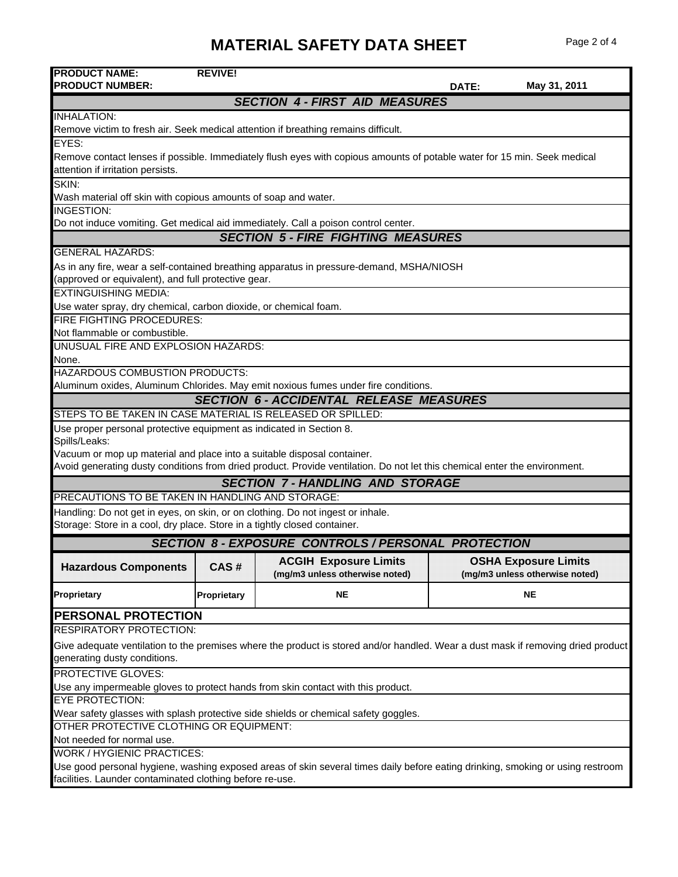# MATERIAL SAFETY DATA SHEET

**PRODUCT NAME:** REVIVE!
**PRODUCT NUMBER:**
**DATE:** May 31, 2011

## SECTION 4 - FIRST AID MEASURES

INHALATION:
Remove victim to fresh air. Seek medical attention if breathing remains difficult.

EYES:
Remove contact lenses if possible. Immediately flush eyes with copious amounts of potable water for 15 min. Seek medical attention if irritation persists.

SKIN:
Wash material off skin with copious amounts of soap and water.

INGESTION:
Do not induce vomiting. Get medical aid immediately. Call a poison control center.

## SECTION 5 - FIRE FIGHTING MEASURES

GENERAL HAZARDS:
As in any fire, wear a self-contained breathing apparatus in pressure-demand, MSHA/NIOSH (approved or equivalent), and full protective gear.

EXTINGUISHING MEDIA:
Use water spray, dry chemical, carbon dioxide, or chemical foam.

FIRE FIGHTING PROCEDURES:
Not flammable or combustible.

UNUSUAL FIRE AND EXPLOSION HAZARDS:
None.

HAZARDOUS COMBUSTION PRODUCTS:
Aluminum oxides, Aluminum Chlorides. May emit noxious fumes under fire conditions.

## SECTION 6 - ACCIDENTAL RELEASE MEASURES

STEPS TO BE TAKEN IN CASE MATERIAL IS RELEASED OR SPILLED:
Use proper personal protective equipment as indicated in Section 8.
Spills/Leaks:
Vacuum or mop up material and place into a suitable disposal container.
Avoid generating dusty conditions from dried product. Provide ventilation. Do not let this chemical enter the environment.

## SECTION 7 - HANDLING AND STORAGE

PRECAUTIONS TO BE TAKEN IN HANDLING AND STORAGE:
Handling: Do not get in eyes, on skin, or on clothing. Do not ingest or inhale.
Storage: Store in a cool, dry place. Store in a tightly closed container.

## SECTION 8 - EXPOSURE CONTROLS / PERSONAL PROTECTION

| Hazardous Components | CAS # | ACGIH Exposure Limits (mg/m3 unless otherwise noted) | OSHA Exposure Limits (mg/m3 unless otherwise noted) |
|---|---|---|---|
| **Proprietary** | **Proprietary** | **NE** | **NE** |

### PERSONAL PROTECTION

RESPIRATORY PROTECTION:
Give adequate ventilation to the premises where the product is stored and/or handled. Wear a dust mask if removing dried product generating dusty conditions.

PROTECTIVE GLOVES:
Use any impermeable gloves to protect hands from skin contact with this product.

EYE PROTECTION:
Wear safety glasses with splash protective side shields or chemical safety goggles.

OTHER PROTECTIVE CLOTHING OR EQUIPMENT:
Not needed for normal use.

WORK / HYGIENIC PRACTICES:
Use good personal hygiene, washing exposed areas of skin several times daily before eating drinking, smoking or using restroom facilities. Launder contaminated clothing before re-use.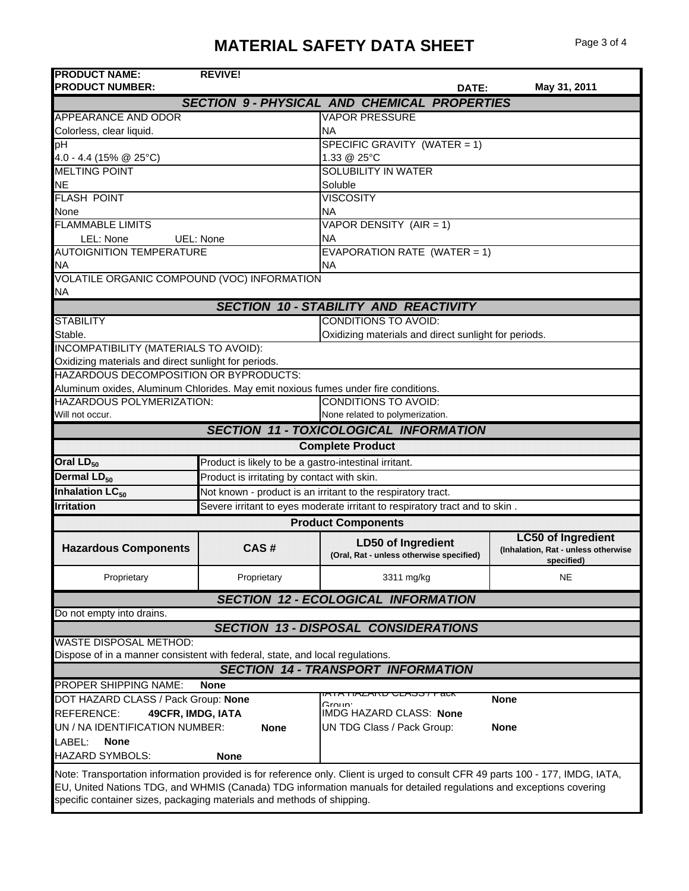# MATERIAL SAFETY DATA SHEET

**PRODUCT NAME:** **REVIVE!**
**PRODUCT NUMBER:** **DATE:** **May 31, 2011**

## *SECTION 9 - PHYSICAL AND CHEMICAL PROPERTIES*

| | |
|---|---|
| APPEARANCE AND ODOR<br>Colorless, clear liquid. | VAPOR PRESSURE<br>NA |
| pH<br>4.0 - 4.4 (15% @ 25°C) | SPECIFIC GRAVITY (WATER = 1)<br>1.33 @ 25°C |
| MELTING POINT<br>NE | SOLUBILITY IN WATER<br>Soluble |
| FLASH POINT<br>None | VISCOSITY<br>NA |
| FLAMMABLE LIMITS<br>LEL: None UEL: None | VAPOR DENSITY (AIR = 1)<br>NA |
| AUTOIGNITION TEMPERATURE<br>NA | EVAPORATION RATE (WATER = 1)<br>NA |

VOLATILE ORGANIC COMPOUND (VOC) INFORMATION
NA

## *SECTION 10 - STABILITY AND REACTIVITY*

| | |
|---|---|
| STABILITY<br>Stable. | CONDITIONS TO AVOID:<br>Oxidizing materials and direct sunlight for periods. |

INCOMPATIBILITY (MATERIALS TO AVOID):
Oxidizing materials and direct sunlight for periods.

HAZARDOUS DECOMPOSITION OR BYPRODUCTS:
Aluminum oxides, Aluminum Chlorides. May emit noxious fumes under fire conditions.

| | |
|---|---|
| HAZARDOUS POLYMERIZATION:<br>Will not occur. | CONDITIONS TO AVOID:<br>None related to polymerization. |

## *SECTION 11 - TOXICOLOGICAL INFORMATION*

**Complete Product**

| | |
|---|---|
| **Oral $LD_{50}$** | Product is likely to be a gastro-intestinal irritant. |
| **Dermal $LD_{50}$** | Product is irritating by contact with skin. |
| **Inhalation $LC_{50}$** | Not known - product is an irritant to the respiratory tract. |
| **Irritation** | Severe irritant to eyes moderate irritant to respiratory tract and to skin . |

**Product Components**

| Hazardous Components | CAS # | LD50 of Ingredient (Oral, Rat - unless otherwise specified) | LC50 of Ingredient (Inhalation, Rat - unless otherwise specified) |
|---|---|---|---|
| Proprietary | Proprietary | 3311 mg/kg | NE |

## *SECTION 12 - ECOLOGICAL INFORMATION*

Do not empty into drains.

## *SECTION 13 - DISPOSAL CONSIDERATIONS*

WASTE DISPOSAL METHOD:
Dispose of in a manner consistent with federal, state, and local regulations.

## *SECTION 14 - TRANSPORT INFORMATION*

PROPER SHIPPING NAME: **None**

| | |
|---|---|
| DOT HAZARD CLASS / Pack Group: **None** | IATA HAZARD CLASS / Pack Group: **None** |
| REFERENCE: **49CFR, IMDG, IATA** | IMDG HAZARD CLASS: **None** |
| UN / NA IDENTIFICATION NUMBER: **None** | UN TDG Class / Pack Group: **None** |
| LABEL: **None** | |
| HAZARD SYMBOLS: **None** | |

Note: Transportation information provided is for reference only. Client is urged to consult CFR 49 parts 100 - 177, IMDG, IATA, EU, United Nations TDG, and WHMIS (Canada) TDG information manuals for detailed regulations and exceptions covering specific container sizes, packaging materials and methods of shipping.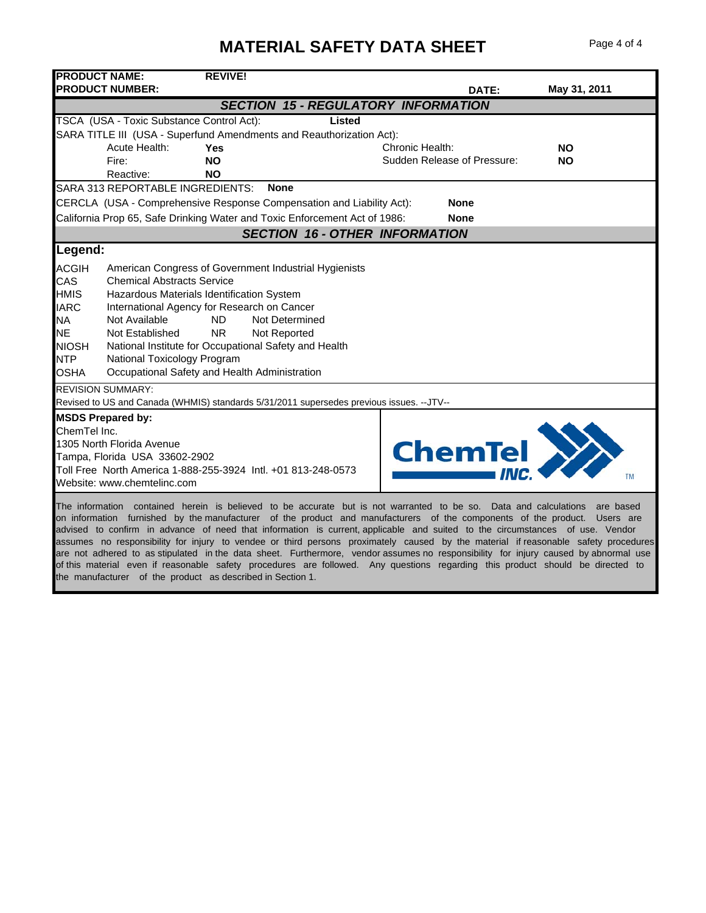# MATERIAL SAFETY DATA SHEET

| | | | |
|---|---|---|---|
| **PRODUCT NAME:** | **REVIVE!** | | |
| **PRODUCT NUMBER:** | | **DATE:** | **May 31, 2011** |

## SECTION 15 - REGULATORY INFORMATION

TSCA (USA - Toxic Substance Control Act): **Listed**

SARA TITLE III (USA - Superfund Amendments and Reauthorization Act):

| | | | |
|---|---|---|---|
| Acute Health: | **Yes** | Chronic Health: | **NO** |
| Fire: | **NO** | Sudden Release of Pressure: | **NO** |
| Reactive: | **NO** | | |

SARA 313 REPORTABLE INGREDIENTS: **None**

CERCLA (USA - Comprehensive Response Compensation and Liability Act): **None**

California Prop 65, Safe Drinking Water and Toxic Enforcement Act of 1986: **None**

## SECTION 16 - OTHER INFORMATION

### Legend:

| | | | |
|---|---|---|---|
| ACGIH | American Congress of Government Industrial Hygienists | | |
| CAS | Chemical Abstracts Service | | |
| HMIS | Hazardous Materials Identification System | | |
| IARC | International Agency for Research on Cancer | | |
| NA | Not Available | ND | Not Determined |
| NE | Not Established | NR | Not Reported |
| NIOSH | National Institute for Occupational Safety and Health | | |
| NTP | National Toxicology Program | | |
| OSHA | Occupational Safety and Health Administration | | |

REVISION SUMMARY:

Revised to US and Canada (WHMIS) standards 5/31/2011 supersedes previous issues. --JTV--

**MSDS Prepared by:**

ChemTel Inc.
1305 North Florida Avenue
Tampa, Florida USA 33602-2902
Toll Free North America 1-888-255-3924 Intl. +01 813-248-0573
Website: www.chemtelinc.com

ChemTel INC. TM

The information contained herein is believed to be accurate but is not warranted to be so. Data and calculations are based on information furnished by the manufacturer of the product and manufacturers of the components of the product. Users are advised to confirm in advance of need that information is current, applicable and suited to the circumstances of use. Vendor assumes no responsibility for injury to vendee or third persons proximately caused by the material if reasonable safety procedures are not adhered to as stipulated in the data sheet. Furthermore, vendor assumes no responsibility for injury caused by abnormal use of this material even if reasonable safety procedures are followed. Any questions regarding this product should be directed to the manufacturer of the product as described in Section 1.